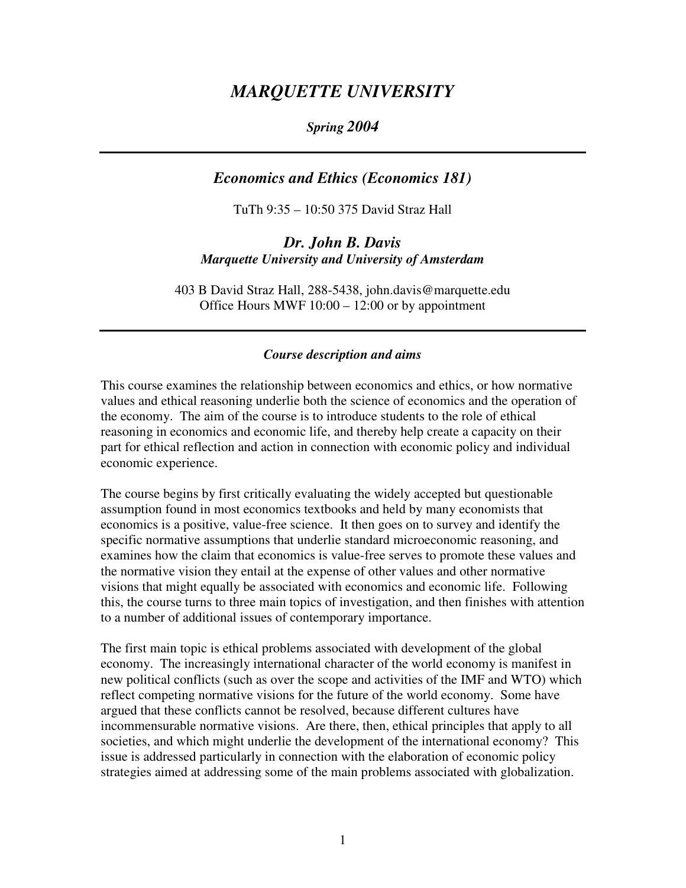# *MARQUETTE UNIVERSITY*

***Spring 2004***

---

## *Economics and Ethics (Economics 181)*

TuTh 9:35 – 10:50 375 David Straz Hall

### *Dr. John B. Davis*

***Marquette University and University of Amsterdam***

403 B David Straz Hall, 288-5438, john.davis@marquette.edu
Office Hours MWF 10:00 – 12:00 or by appointment

---

#### *Course description and aims*

This course examines the relationship between economics and ethics, or how normative values and ethical reasoning underlie both the science of economics and the operation of the economy. The aim of the course is to introduce students to the role of ethical reasoning in economics and economic life, and thereby help create a capacity on their part for ethical reflection and action in connection with economic policy and individual economic experience.

The course begins by first critically evaluating the widely accepted but questionable assumption found in most economics textbooks and held by many economists that economics is a positive, value-free science. It then goes on to survey and identify the specific normative assumptions that underlie standard microeconomic reasoning, and examines how the claim that economics is value-free serves to promote these values and the normative vision they entail at the expense of other values and other normative visions that might equally be associated with economics and economic life. Following this, the course turns to three main topics of investigation, and then finishes with attention to a number of additional issues of contemporary importance.

The first main topic is ethical problems associated with development of the global economy. The increasingly international character of the world economy is manifest in new political conflicts (such as over the scope and activities of the IMF and WTO) which reflect competing normative visions for the future of the world economy. Some have argued that these conflicts cannot be resolved, because different cultures have incommensurable normative visions. Are there, then, ethical principles that apply to all societies, and which might underlie the development of the international economy? This issue is addressed particularly in connection with the elaboration of economic policy strategies aimed at addressing some of the main problems associated with globalization.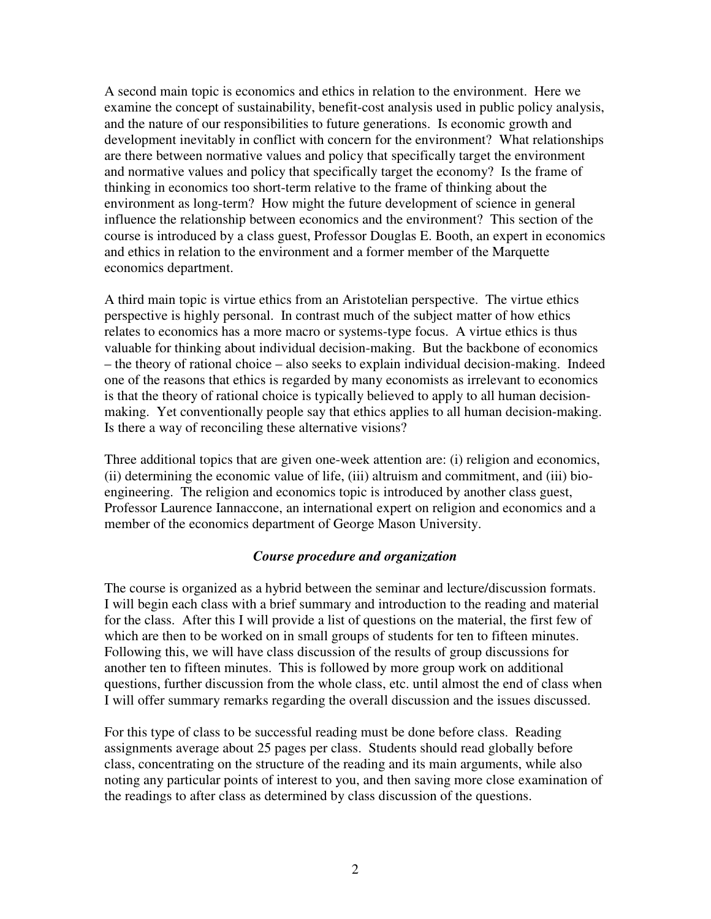A second main topic is economics and ethics in relation to the environment. Here we examine the concept of sustainability, benefit-cost analysis used in public policy analysis, and the nature of our responsibilities to future generations. Is economic growth and development inevitably in conflict with concern for the environment? What relationships are there between normative values and policy that specifically target the environment and normative values and policy that specifically target the economy? Is the frame of thinking in economics too short-term relative to the frame of thinking about the environment as long-term? How might the future development of science in general influence the relationship between economics and the environment? This section of the course is introduced by a class guest, Professor Douglas E. Booth, an expert in economics and ethics in relation to the environment and a former member of the Marquette economics department.

A third main topic is virtue ethics from an Aristotelian perspective. The virtue ethics perspective is highly personal. In contrast much of the subject matter of how ethics relates to economics has a more macro or systems-type focus. A virtue ethics is thus valuable for thinking about individual decision-making. But the backbone of economics – the theory of rational choice – also seeks to explain individual decision-making. Indeed one of the reasons that ethics is regarded by many economists as irrelevant to economics is that the theory of rational choice is typically believed to apply to all human decision-making. Yet conventionally people say that ethics applies to all human decision-making. Is there a way of reconciling these alternative visions?

Three additional topics that are given one-week attention are: (i) religion and economics, (ii) determining the economic value of life, (iii) altruism and commitment, and (iii) bio-engineering. The religion and economics topic is introduced by another class guest, Professor Laurence Iannaccone, an international expert on religion and economics and a member of the economics department of George Mason University.

### *Course procedure and organization*

The course is organized as a hybrid between the seminar and lecture/discussion formats. I will begin each class with a brief summary and introduction to the reading and material for the class. After this I will provide a list of questions on the material, the first few of which are then to be worked on in small groups of students for ten to fifteen minutes. Following this, we will have class discussion of the results of group discussions for another ten to fifteen minutes. This is followed by more group work on additional questions, further discussion from the whole class, etc. until almost the end of class when I will offer summary remarks regarding the overall discussion and the issues discussed.

For this type of class to be successful reading must be done before class. Reading assignments average about 25 pages per class. Students should read globally before class, concentrating on the structure of the reading and its main arguments, while also noting any particular points of interest to you, and then saving more close examination of the readings to after class as determined by class discussion of the questions.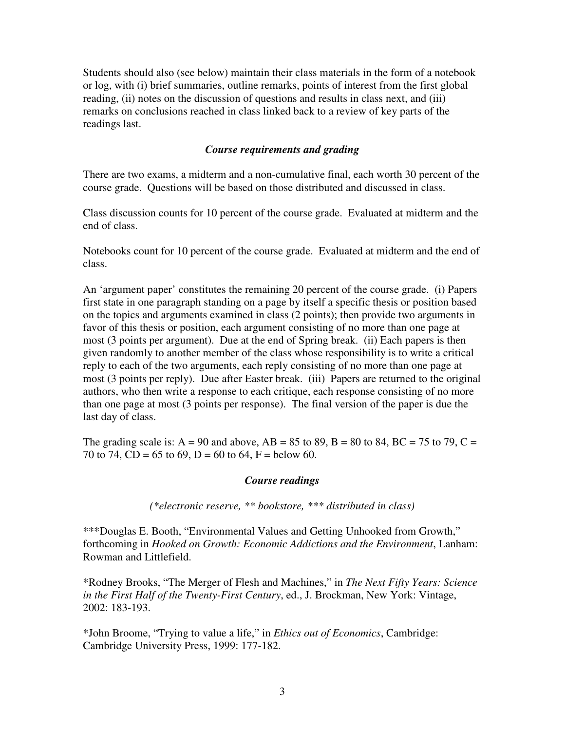Students should also (see below) maintain their class materials in the form of a notebook or log, with (i) brief summaries, outline remarks, points of interest from the first global reading, (ii) notes on the discussion of questions and results in class next, and (iii) remarks on conclusions reached in class linked back to a review of key parts of the readings last.

### *Course requirements and grading*

There are two exams, a midterm and a non-cumulative final, each worth 30 percent of the course grade. Questions will be based on those distributed and discussed in class.

Class discussion counts for 10 percent of the course grade. Evaluated at midterm and the end of class.

Notebooks count for 10 percent of the course grade. Evaluated at midterm and the end of class.

An 'argument paper' constitutes the remaining 20 percent of the course grade. (i) Papers first state in one paragraph standing on a page by itself a specific thesis or position based on the topics and arguments examined in class (2 points); then provide two arguments in favor of this thesis or position, each argument consisting of no more than one page at most (3 points per argument). Due at the end of Spring break. (ii) Each papers is then given randomly to another member of the class whose responsibility is to write a critical reply to each of the two arguments, each reply consisting of no more than one page at most (3 points per reply). Due after Easter break. (iii) Papers are returned to the original authors, who then write a response to each critique, each response consisting of no more than one page at most (3 points per response). The final version of the paper is due the last day of class.

The grading scale is: A = 90 and above, AB = 85 to 89, B = 80 to 84, BC = 75 to 79, C = 70 to 74, CD = 65 to 69, D = 60 to 64, F = below 60.

### *Course readings*

*(\*electronic reserve, \*\* bookstore, \*\*\* distributed in class)*

\*\*\*Douglas E. Booth, "Environmental Values and Getting Unhooked from Growth," forthcoming in *Hooked on Growth: Economic Addictions and the Environment*, Lanham: Rowman and Littlefield.

\*Rodney Brooks, "The Merger of Flesh and Machines," in *The Next Fifty Years: Science in the First Half of the Twenty-First Century*, ed., J. Brockman, New York: Vintage, 2002: 183-193.

\*John Broome, "Trying to value a life," in *Ethics out of Economics*, Cambridge: Cambridge University Press, 1999: 177-182.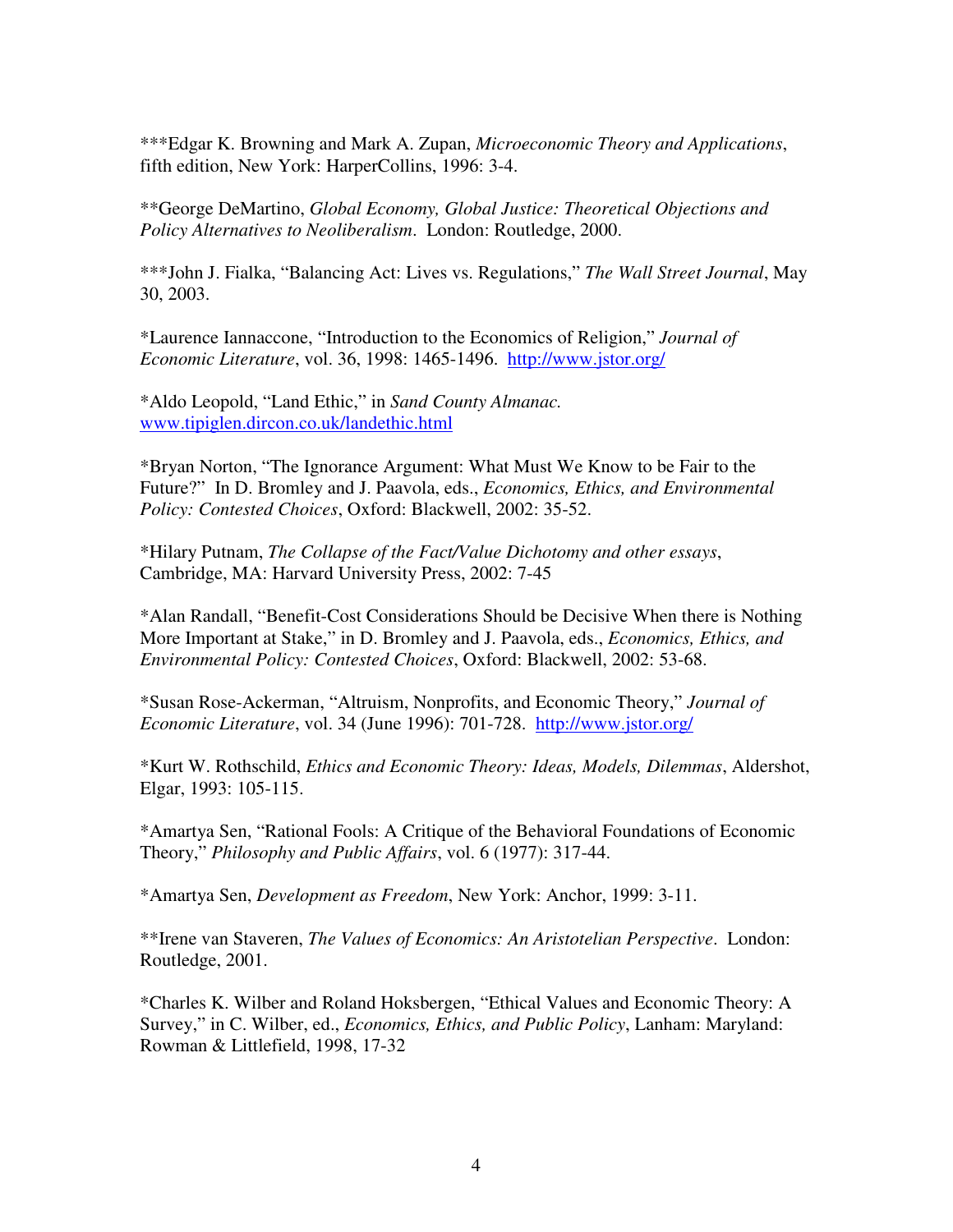***Edgar K. Browning and Mark A. Zupan, *Microeconomic Theory and Applications*, fifth edition, New York: HarperCollins, 1996: 3-4.

**George DeMartino, *Global Economy, Global Justice: Theoretical Objections and Policy Alternatives to Neoliberalism*. London: Routledge, 2000.

***John J. Fialka, "Balancing Act: Lives vs. Regulations," *The Wall Street Journal*, May 30, 2003.

*Laurence Iannaccone, "Introduction to the Economics of Religion," *Journal of Economic Literature*, vol. 36, 1998: 1465-1496. http://www.jstor.org/

*Aldo Leopold, "Land Ethic," in *Sand County Almanac.* www.tipiglen.dircon.co.uk/landethic.html

*Bryan Norton, "The Ignorance Argument: What Must We Know to be Fair to the Future?" In D. Bromley and J. Paavola, eds., *Economics, Ethics, and Environmental Policy: Contested Choices*, Oxford: Blackwell, 2002: 35-52.

*Hilary Putnam, *The Collapse of the Fact/Value Dichotomy and other essays*, Cambridge, MA: Harvard University Press, 2002: 7-45

*Alan Randall, "Benefit-Cost Considerations Should be Decisive When there is Nothing More Important at Stake," in D. Bromley and J. Paavola, eds., *Economics, Ethics, and Environmental Policy: Contested Choices*, Oxford: Blackwell, 2002: 53-68.

*Susan Rose-Ackerman, "Altruism, Nonprofits, and Economic Theory," *Journal of Economic Literature*, vol. 34 (June 1996): 701-728. http://www.jstor.org/

*Kurt W. Rothschild, *Ethics and Economic Theory: Ideas, Models, Dilemmas*, Aldershot, Elgar, 1993: 105-115.

*Amartya Sen, "Rational Fools: A Critique of the Behavioral Foundations of Economic Theory," *Philosophy and Public Affairs*, vol. 6 (1977): 317-44.

*Amartya Sen, *Development as Freedom*, New York: Anchor, 1999: 3-11.

**Irene van Staveren, *The Values of Economics: An Aristotelian Perspective*. London: Routledge, 2001.

*Charles K. Wilber and Roland Hoksbergen, "Ethical Values and Economic Theory: A Survey," in C. Wilber, ed., *Economics, Ethics, and Public Policy*, Lanham: Maryland: Rowman & Littlefield, 1998, 17-32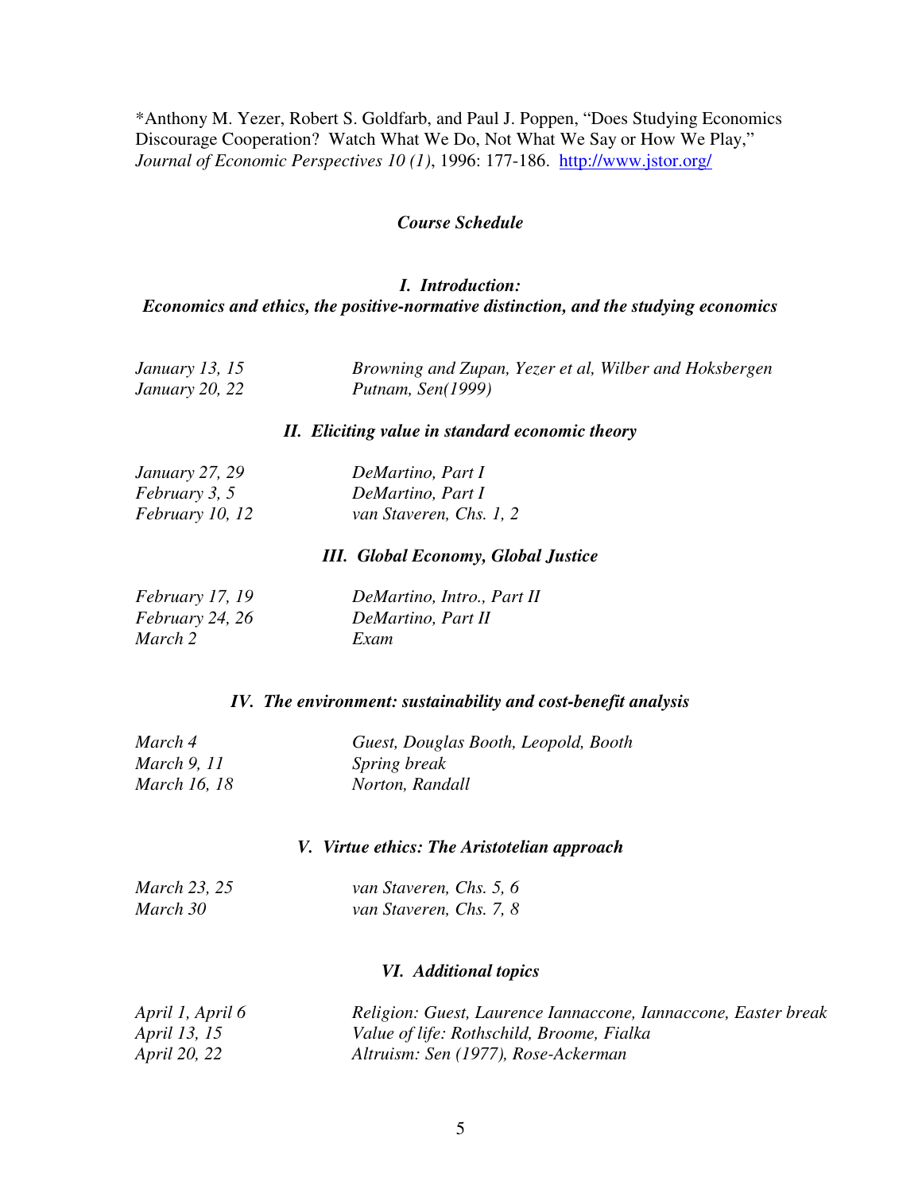*Anthony M. Yezer, Robert S. Goldfarb, and Paul J. Poppen, "Does Studying Economics Discourage Cooperation? Watch What We Do, Not What We Say or How We Play," *Journal of Economic Perspectives 10 (1)*, 1996: 177-186. http://www.jstor.org/

## *Course Schedule*

### *I. Introduction: Economics and ethics, the positive-normative distinction, and the studying economics*

| | |
|---|---|
| *January 13, 15* | *Browning and Zupan, Yezer et al, Wilber and Hoksbergen* |
| *January 20, 22* | *Putnam, Sen(1999)* |

### *II. Eliciting value in standard economic theory*

| | |
|---|---|
| *January 27, 29* | *DeMartino, Part I* |
| *February 3, 5* | *DeMartino, Part I* |
| *February 10, 12* | *van Staveren, Chs. 1, 2* |

### *III. Global Economy, Global Justice*

| | |
|---|---|
| *February 17, 19* | *DeMartino, Intro., Part II* |
| *February 24, 26* | *DeMartino, Part II* |
| *March 2* | *Exam* |

### *IV. The environment: sustainability and cost-benefit analysis*

| | |
|---|---|
| *March 4* | *Guest, Douglas Booth, Leopold, Booth* |
| *March 9, 11* | *Spring break* |
| *March 16, 18* | *Norton, Randall* |

### *V. Virtue ethics: The Aristotelian approach*

| | |
|---|---|
| *March 23, 25* | *van Staveren, Chs. 5, 6* |
| *March 30* | *van Staveren, Chs. 7, 8* |

### *VI. Additional topics*

| | |
|---|---|
| *April 1, April 6* | *Religion: Guest, Laurence Iannaccone, Iannaccone, Easter break* |
| *April 13, 15* | *Value of life: Rothschild, Broome, Fialka* |
| *April 20, 22* | *Altruism: Sen (1977), Rose-Ackerman* |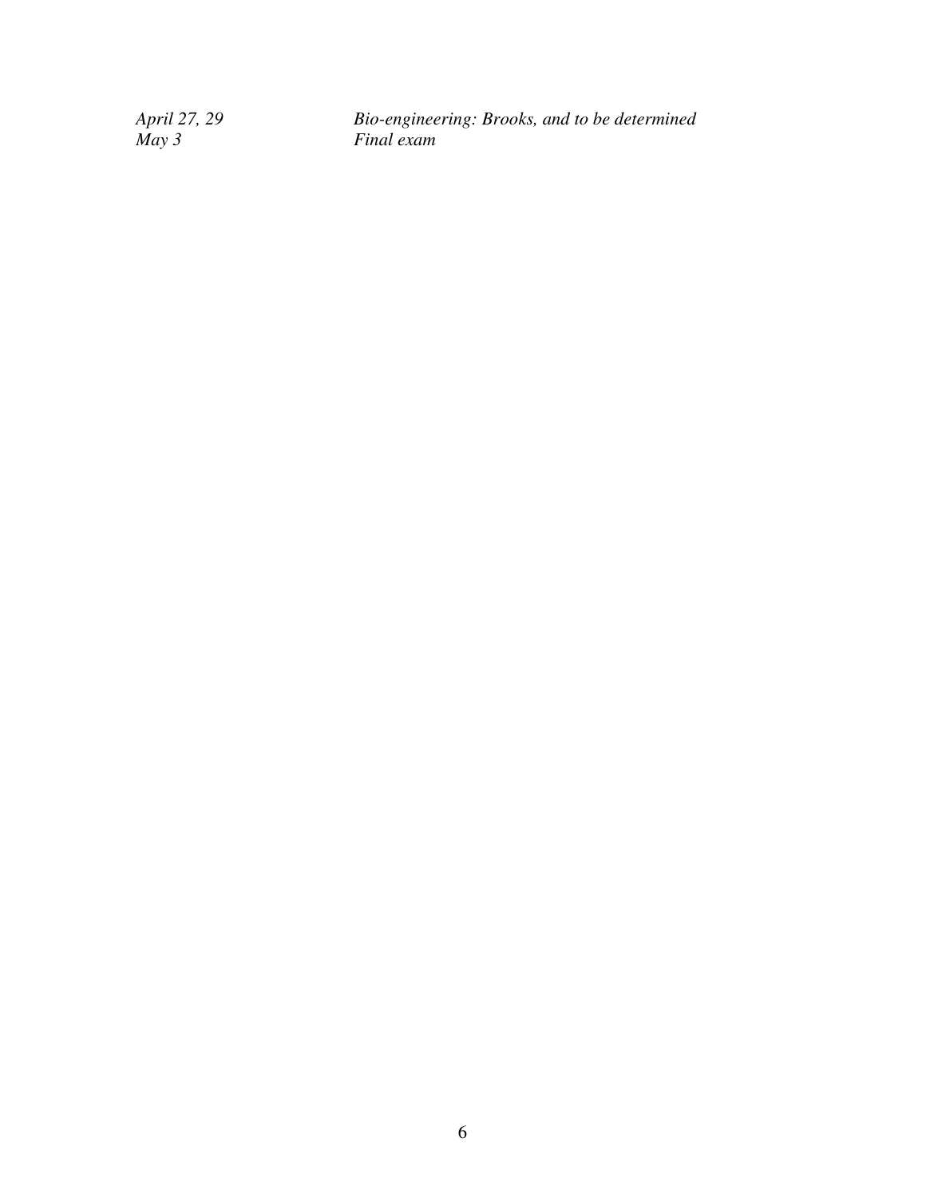| | |
|---|---|
| *April 27, 29* | *Bio-engineering: Brooks, and to be determined* |
| *May 3* | *Final exam* |